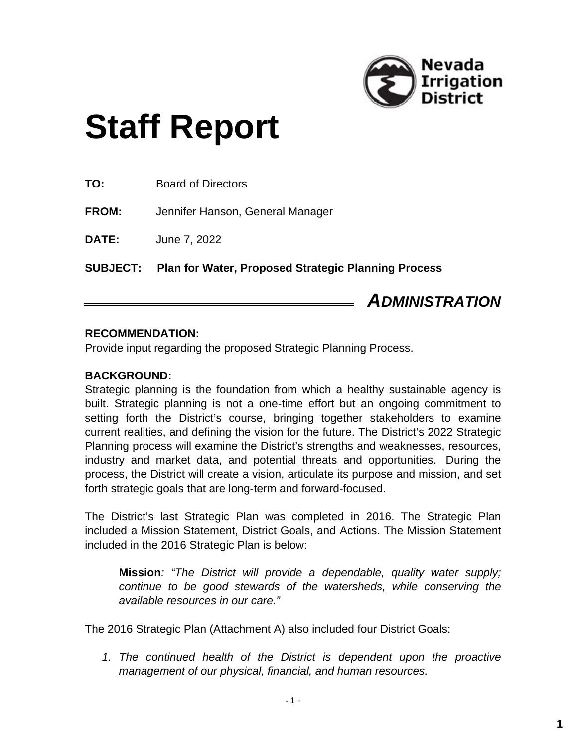Nevada Irrigation District

# Staff Report

**TO:** Board of Directors

**FROM:** Jennifer Hanson, General Manager

**DATE:** June 7, 2022

**SUBJECT: Plan for Water, Proposed Strategic Planning Process**

## *ADMINISTRATION*

**RECOMMENDATION:**
Provide input regarding the proposed Strategic Planning Process.

**BACKGROUND:**
Strategic planning is the foundation from which a healthy sustainable agency is built. Strategic planning is not a one-time effort but an ongoing commitment to setting forth the District's course, bringing together stakeholders to examine current realities, and defining the vision for the future. The District's 2022 Strategic Planning process will examine the District's strengths and weaknesses, resources, industry and market data, and potential threats and opportunities. During the process, the District will create a vision, articulate its purpose and mission, and set forth strategic goals that are long-term and forward-focused.

The District's last Strategic Plan was completed in 2016. The Strategic Plan included a Mission Statement, District Goals, and Actions. The Mission Statement included in the 2016 Strategic Plan is below:

> **Mission***: "The District will provide a dependable, quality water supply; continue to be good stewards of the watersheds, while conserving the available resources in our care."*

The 2016 Strategic Plan (Attachment A) also included four District Goals:

1. *The continued health of the District is dependent upon the proactive management of our physical, financial, and human resources.*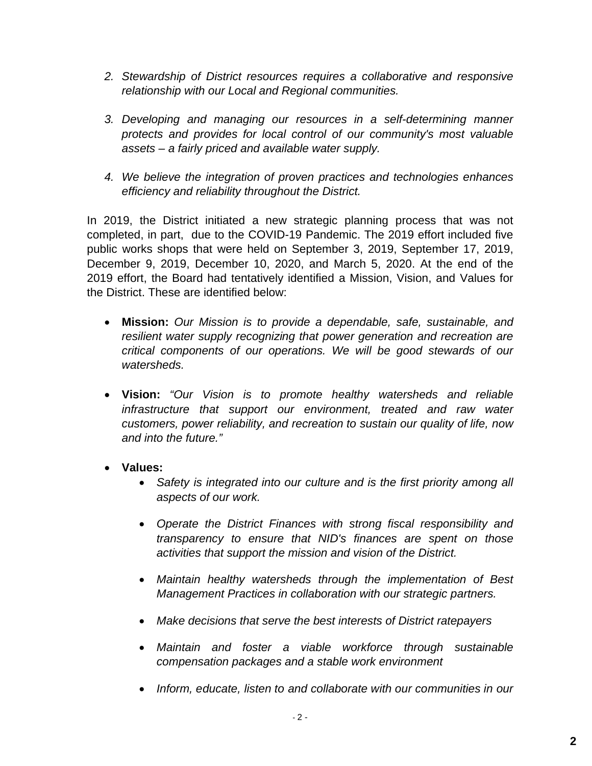2. *Stewardship of District resources requires a collaborative and responsive relationship with our Local and Regional communities.*

3. *Developing and managing our resources in a self-determining manner protects and provides for local control of our community's most valuable assets – a fairly priced and available water supply.*

4. *We believe the integration of proven practices and technologies enhances efficiency and reliability throughout the District.*

In 2019, the District initiated a new strategic planning process that was not completed, in part, due to the COVID-19 Pandemic. The 2019 effort included five public works shops that were held on September 3, 2019, September 17, 2019, December 9, 2019, December 10, 2020, and March 5, 2020. At the end of the 2019 effort, the Board had tentatively identified a Mission, Vision, and Values for the District. These are identified below:

- **Mission:** *Our Mission is to provide a dependable, safe, sustainable, and resilient water supply recognizing that power generation and recreation are critical components of our operations. We will be good stewards of our watersheds.*

- **Vision:** *"Our Vision is to promote healthy watersheds and reliable infrastructure that support our environment, treated and raw water customers, power reliability, and recreation to sustain our quality of life, now and into the future."*

- **Values:**
  - *Safety is integrated into our culture and is the first priority among all aspects of our work.*

  - *Operate the District Finances with strong fiscal responsibility and transparency to ensure that NID's finances are spent on those activities that support the mission and vision of the District.*

  - *Maintain healthy watersheds through the implementation of Best Management Practices in collaboration with our strategic partners.*

  - *Make decisions that serve the best interests of District ratepayers*

  - *Maintain and foster a viable workforce through sustainable compensation packages and a stable work environment*

  - *Inform, educate, listen to and collaborate with our communities in our*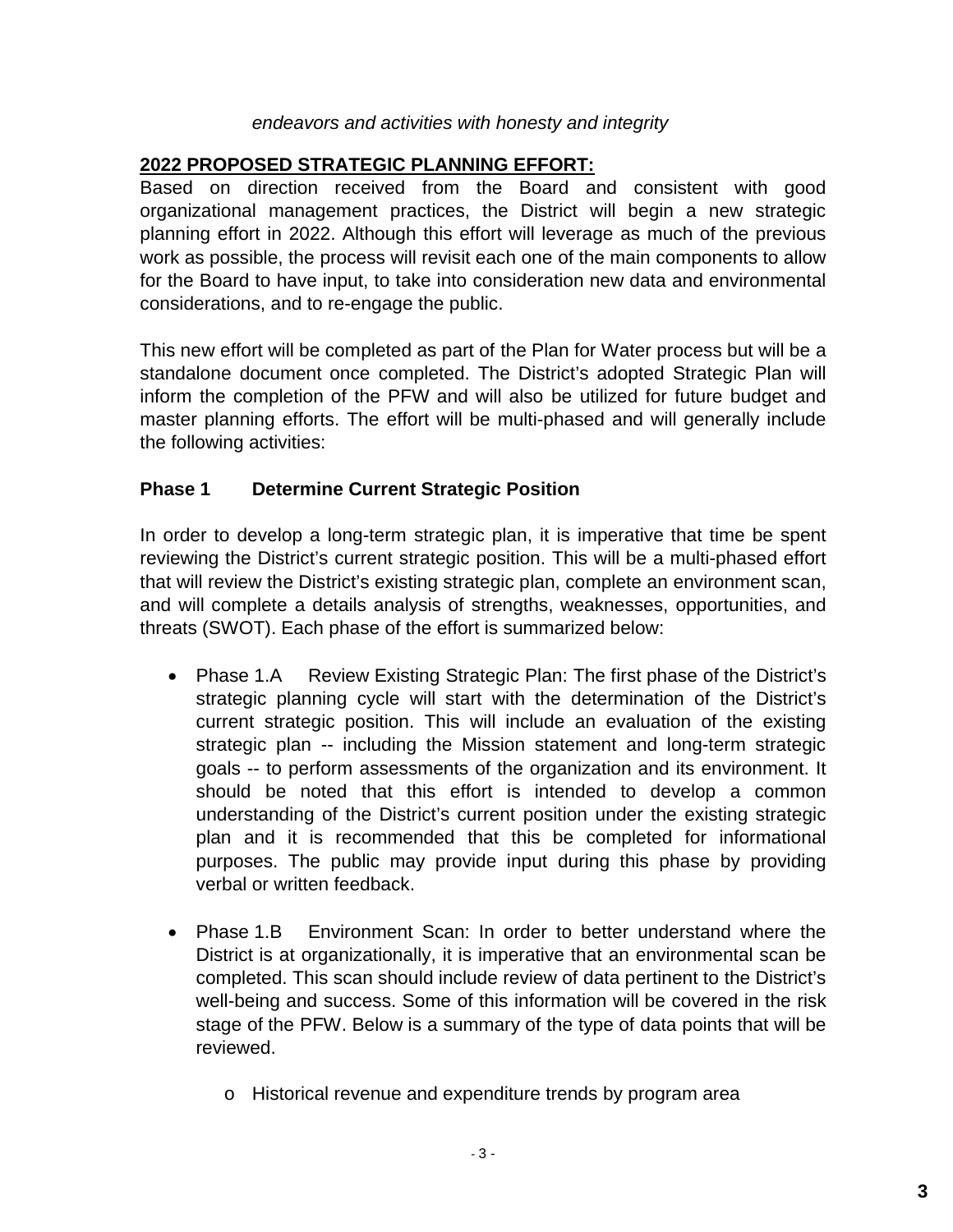*endeavors and activities with honesty and integrity*

## 2022 PROPOSED STRATEGIC PLANNING EFFORT:

Based on direction received from the Board and consistent with good organizational management practices, the District will begin a new strategic planning effort in 2022. Although this effort will leverage as much of the previous work as possible, the process will revisit each one of the main components to allow for the Board to have input, to take into consideration new data and environmental considerations, and to re-engage the public.

This new effort will be completed as part of the Plan for Water process but will be a standalone document once completed. The District's adopted Strategic Plan will inform the completion of the PFW and will also be utilized for future budget and master planning efforts. The effort will be multi-phased and will generally include the following activities:

### Phase 1 Determine Current Strategic Position

In order to develop a long-term strategic plan, it is imperative that time be spent reviewing the District's current strategic position. This will be a multi-phased effort that will review the District's existing strategic plan, complete an environment scan, and will complete a details analysis of strengths, weaknesses, opportunities, and threats (SWOT). Each phase of the effort is summarized below:

- Phase 1.A Review Existing Strategic Plan: The first phase of the District's strategic planning cycle will start with the determination of the District's current strategic position. This will include an evaluation of the existing strategic plan -- including the Mission statement and long-term strategic goals -- to perform assessments of the organization and its environment. It should be noted that this effort is intended to develop a common understanding of the District's current position under the existing strategic plan and it is recommended that this be completed for informational purposes. The public may provide input during this phase by providing verbal or written feedback.

- Phase 1.B Environment Scan: In order to better understand where the District is at organizationally, it is imperative that an environmental scan be completed. This scan should include review of data pertinent to the District's well-being and success. Some of this information will be covered in the risk stage of the PFW. Below is a summary of the type of data points that will be reviewed.
  - Historical revenue and expenditure trends by program area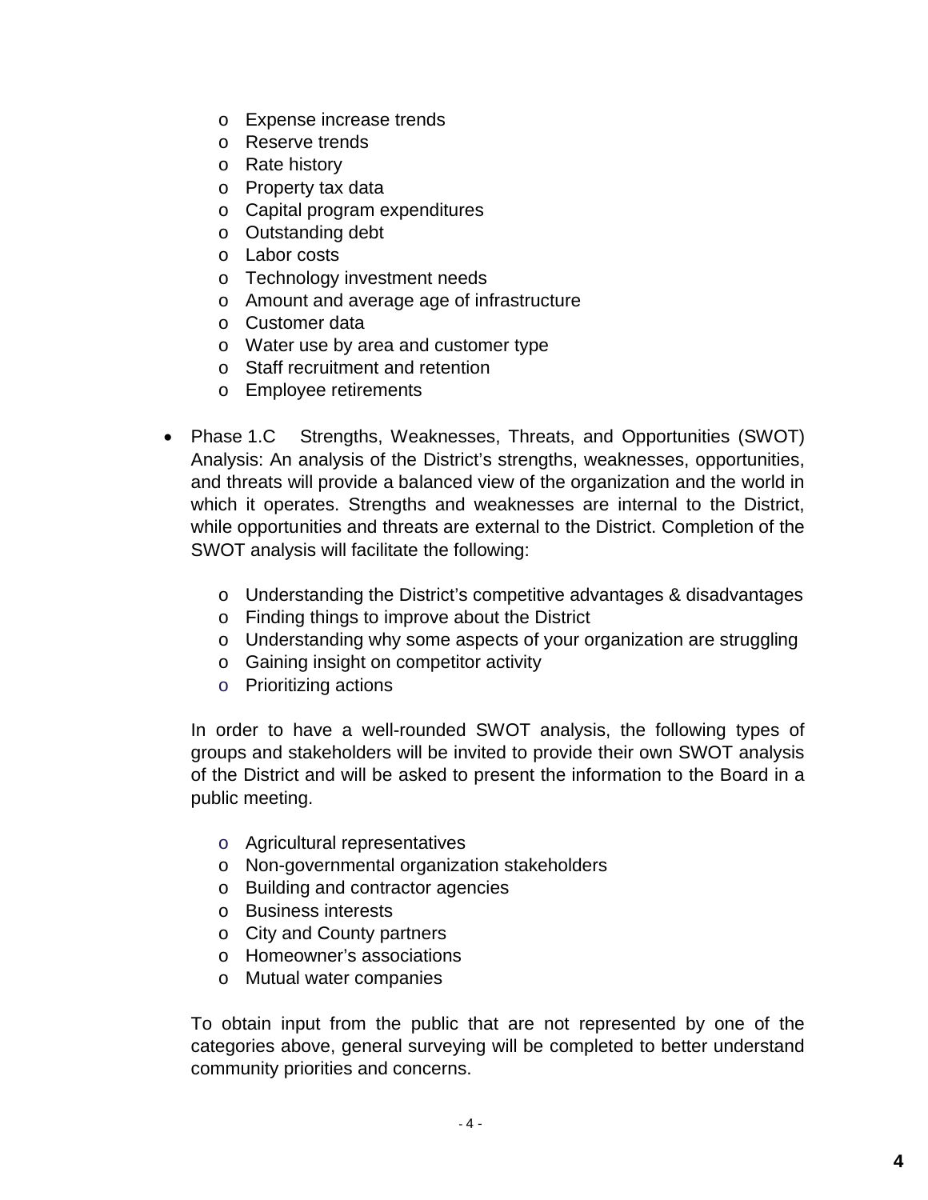- Expense increase trends
  - Reserve trends
  - Rate history
  - Property tax data
  - Capital program expenditures
  - Outstanding debt
  - Labor costs
  - Technology investment needs
  - Amount and average age of infrastructure
  - Customer data
  - Water use by area and customer type
  - Staff recruitment and retention
  - Employee retirements

- Phase 1.C Strengths, Weaknesses, Threats, and Opportunities (SWOT) Analysis: An analysis of the District's strengths, weaknesses, opportunities, and threats will provide a balanced view of the organization and the world in which it operates. Strengths and weaknesses are internal to the District, while opportunities and threats are external to the District. Completion of the SWOT analysis will facilitate the following:

  - Understanding the District's competitive advantages & disadvantages
  - Finding things to improve about the District
  - Understanding why some aspects of your organization are struggling
  - Gaining insight on competitor activity
  - Prioritizing actions

  In order to have a well-rounded SWOT analysis, the following types of groups and stakeholders will be invited to provide their own SWOT analysis of the District and will be asked to present the information to the Board in a public meeting.

  - Agricultural representatives
  - Non-governmental organization stakeholders
  - Building and contractor agencies
  - Business interests
  - City and County partners
  - Homeowner's associations
  - Mutual water companies

  To obtain input from the public that are not represented by one of the categories above, general surveying will be completed to better understand community priorities and concerns.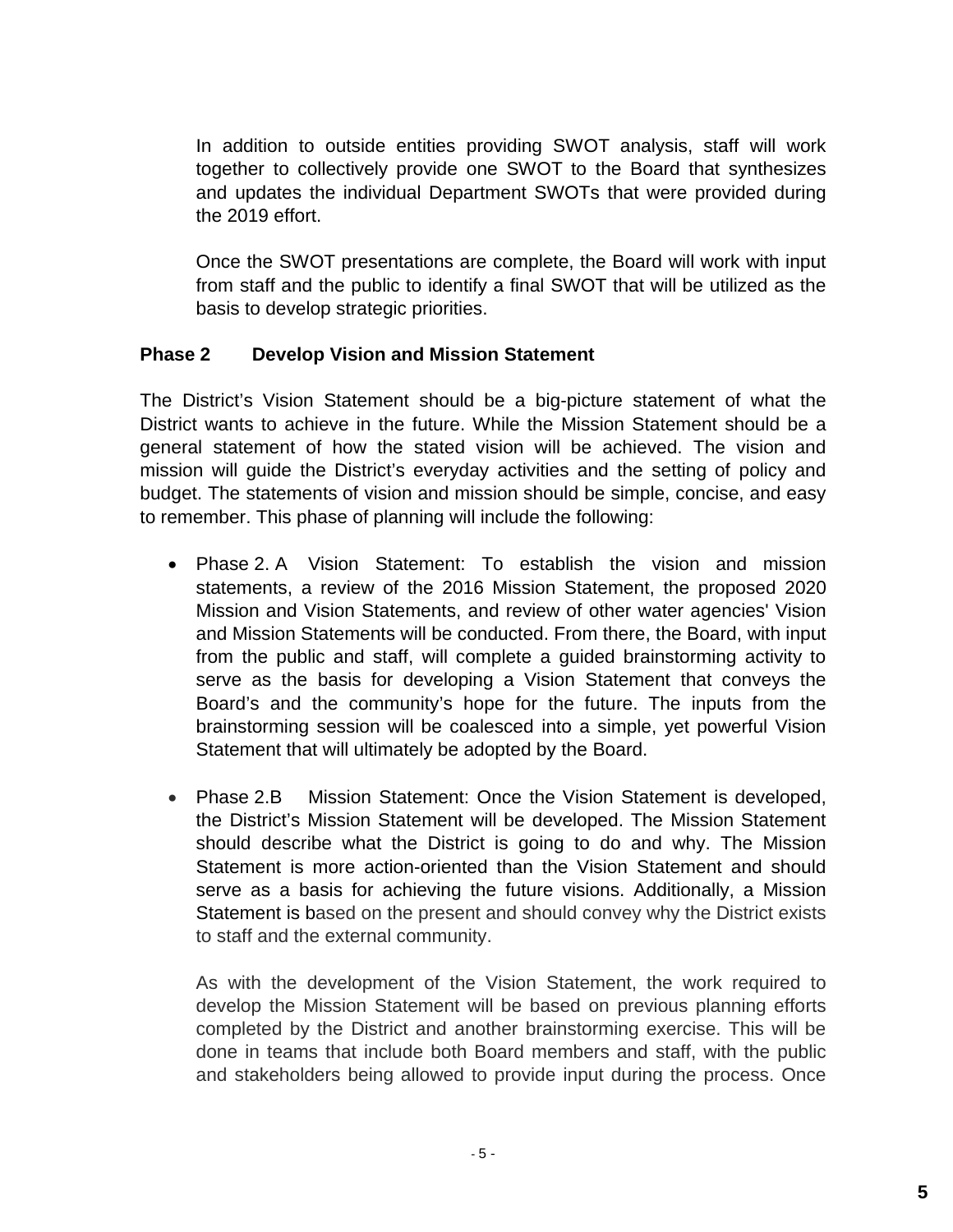In addition to outside entities providing SWOT analysis, staff will work together to collectively provide one SWOT to the Board that synthesizes and updates the individual Department SWOTs that were provided during the 2019 effort.

Once the SWOT presentations are complete, the Board will work with input from staff and the public to identify a final SWOT that will be utilized as the basis to develop strategic priorities.

**Phase 2 Develop Vision and Mission Statement**

The District's Vision Statement should be a big-picture statement of what the District wants to achieve in the future. While the Mission Statement should be a general statement of how the stated vision will be achieved. The vision and mission will guide the District's everyday activities and the setting of policy and budget. The statements of vision and mission should be simple, concise, and easy to remember. This phase of planning will include the following:

- Phase 2. A Vision Statement: To establish the vision and mission statements, a review of the 2016 Mission Statement, the proposed 2020 Mission and Vision Statements, and review of other water agencies' Vision and Mission Statements will be conducted. From there, the Board, with input from the public and staff, will complete a guided brainstorming activity to serve as the basis for developing a Vision Statement that conveys the Board's and the community's hope for the future. The inputs from the brainstorming session will be coalesced into a simple, yet powerful Vision Statement that will ultimately be adopted by the Board.

- Phase 2.B Mission Statement: Once the Vision Statement is developed, the District's Mission Statement will be developed. The Mission Statement should describe what the District is going to do and why. The Mission Statement is more action-oriented than the Vision Statement and should serve as a basis for achieving the future visions. Additionally, a Mission Statement is based on the present and should convey why the District exists to staff and the external community.

  As with the development of the Vision Statement, the work required to develop the Mission Statement will be based on previous planning efforts completed by the District and another brainstorming exercise. This will be done in teams that include both Board members and staff, with the public and stakeholders being allowed to provide input during the process. Once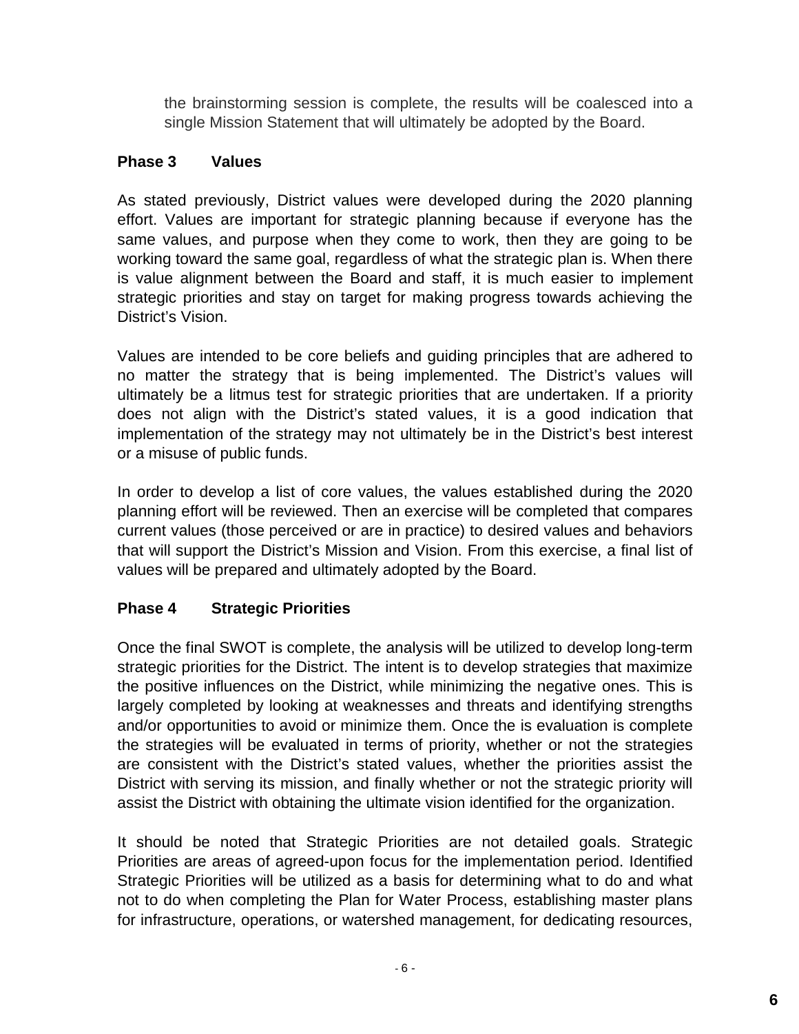the brainstorming session is complete, the results will be coalesced into a single Mission Statement that will ultimately be adopted by the Board.

### Phase 3 Values

As stated previously, District values were developed during the 2020 planning effort. Values are important for strategic planning because if everyone has the same values, and purpose when they come to work, then they are going to be working toward the same goal, regardless of what the strategic plan is. When there is value alignment between the Board and staff, it is much easier to implement strategic priorities and stay on target for making progress towards achieving the District's Vision.

Values are intended to be core beliefs and guiding principles that are adhered to no matter the strategy that is being implemented. The District's values will ultimately be a litmus test for strategic priorities that are undertaken. If a priority does not align with the District's stated values, it is a good indication that implementation of the strategy may not ultimately be in the District's best interest or a misuse of public funds.

In order to develop a list of core values, the values established during the 2020 planning effort will be reviewed. Then an exercise will be completed that compares current values (those perceived or are in practice) to desired values and behaviors that will support the District's Mission and Vision. From this exercise, a final list of values will be prepared and ultimately adopted by the Board.

### Phase 4 Strategic Priorities

Once the final SWOT is complete, the analysis will be utilized to develop long-term strategic priorities for the District. The intent is to develop strategies that maximize the positive influences on the District, while minimizing the negative ones. This is largely completed by looking at weaknesses and threats and identifying strengths and/or opportunities to avoid or minimize them. Once the is evaluation is complete the strategies will be evaluated in terms of priority, whether or not the strategies are consistent with the District's stated values, whether the priorities assist the District with serving its mission, and finally whether or not the strategic priority will assist the District with obtaining the ultimate vision identified for the organization.

It should be noted that Strategic Priorities are not detailed goals. Strategic Priorities are areas of agreed-upon focus for the implementation period. Identified Strategic Priorities will be utilized as a basis for determining what to do and what not to do when completing the Plan for Water Process, establishing master plans for infrastructure, operations, or watershed management, for dedicating resources,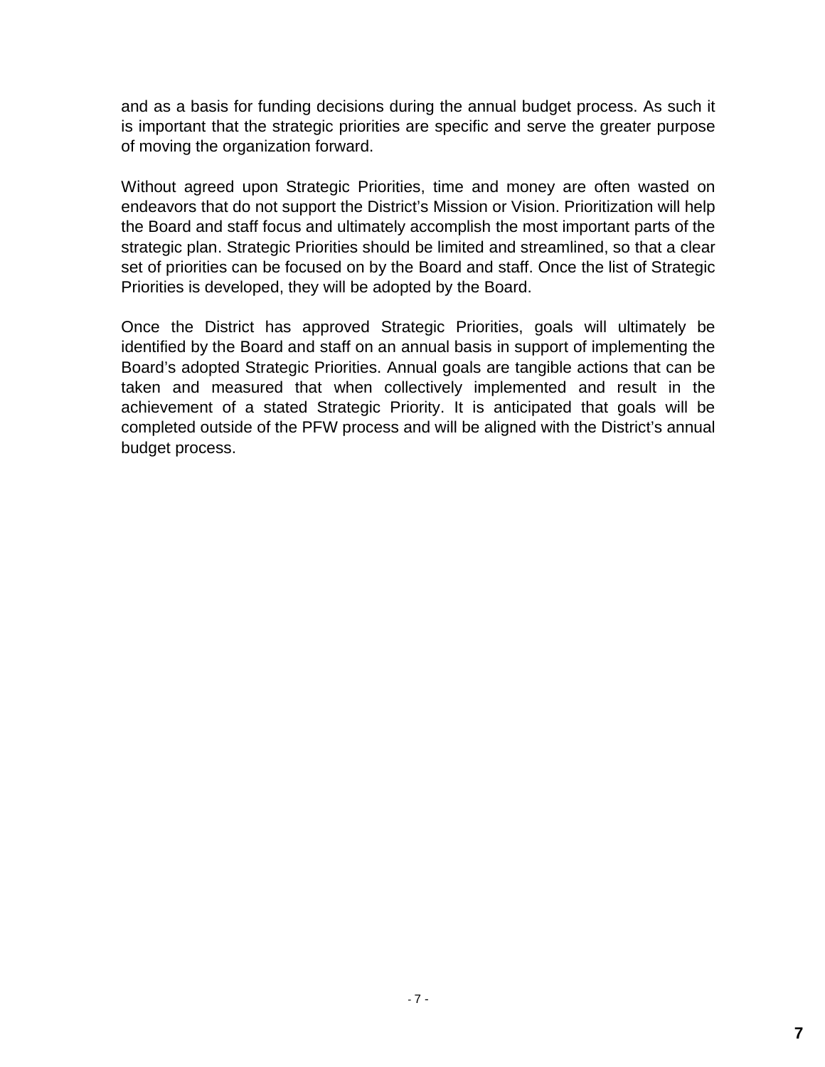and as a basis for funding decisions during the annual budget process. As such it is important that the strategic priorities are specific and serve the greater purpose of moving the organization forward.

Without agreed upon Strategic Priorities, time and money are often wasted on endeavors that do not support the District's Mission or Vision. Prioritization will help the Board and staff focus and ultimately accomplish the most important parts of the strategic plan. Strategic Priorities should be limited and streamlined, so that a clear set of priorities can be focused on by the Board and staff. Once the list of Strategic Priorities is developed, they will be adopted by the Board.

Once the District has approved Strategic Priorities, goals will ultimately be identified by the Board and staff on an annual basis in support of implementing the Board's adopted Strategic Priorities. Annual goals are tangible actions that can be taken and measured that when collectively implemented and result in the achievement of a stated Strategic Priority. It is anticipated that goals will be completed outside of the PFW process and will be aligned with the District's annual budget process.